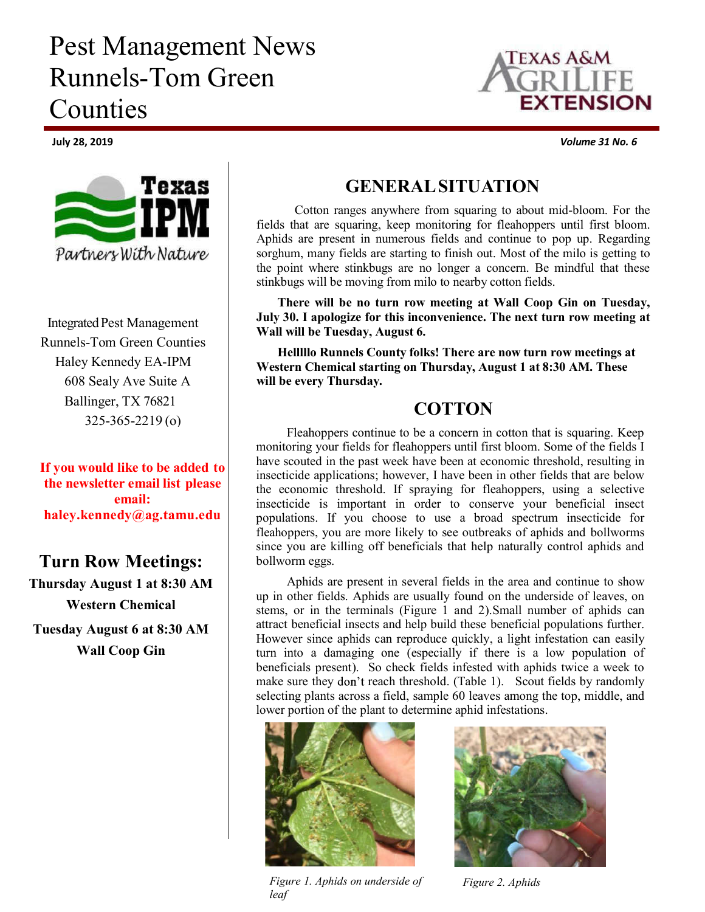# Pest Management News Runnels-Tom Green Counties

**July 28, 2019** *Volume 31 No. 6*

Integrated Pest Management
Runnels-Tom Green Counties
Haley Kennedy EA-IPM
608 Sealy Ave Suite A
Ballinger, TX 76821
325-365-2219 (o)

**If you would like to be added to the newsletter email list please email: haley.kennedy@ag.tamu.edu**

## Turn Row Meetings:

**Thursday August 1 at 8:30 AM**
**Western Chemical**

**Tuesday August 6 at 8:30 AM**
**Wall Coop Gin**

## GENERAL SITUATION

Cotton ranges anywhere from squaring to about mid-bloom. For the fields that are squaring, keep monitoring for fleahoppers until first bloom. Aphids are present in numerous fields and continue to pop up. Regarding sorghum, many fields are starting to finish out. Most of the milo is getting to the point where stinkbugs are no longer a concern. Be mindful that these stinkbugs will be moving from milo to nearby cotton fields.

**There will be no turn row meeting at Wall Coop Gin on Tuesday, July 30. I apologize for this inconvenience. The next turn row meeting at Wall will be Tuesday, August 6.**

**Helllllo Runnels County folks! There are now turn row meetings at Western Chemical starting on Thursday, August 1 at 8:30 AM. These will be every Thursday.**

## COTTON

Fleahoppers continue to be a concern in cotton that is squaring. Keep monitoring your fields for fleahoppers until first bloom. Some of the fields I have scouted in the past week have been at economic threshold, resulting in insecticide applications; however, I have been in other fields that are below the economic threshold. If spraying for fleahoppers, using a selective insecticide is important in order to conserve your beneficial insect populations. If you choose to use a broad spectrum insecticide for fleahoppers, you are more likely to see outbreaks of aphids and bollworms since you are killing off beneficials that help naturally control aphids and bollworm eggs.

Aphids are present in several fields in the area and continue to show up in other fields. Aphids are usually found on the underside of leaves, on stems, or in the terminals (Figure 1 and 2).Small number of aphids can attract beneficial insects and help build these beneficial populations further. However since aphids can reproduce quickly, a light infestation can easily turn into a damaging one (especially if there is a low population of beneficials present). So check fields infested with aphids twice a week to make sure they don't reach threshold. (Table 1). Scout fields by randomly selecting plants across a field, sample 60 leaves among the top, middle, and lower portion of the plant to determine aphid infestations.

*Figure 1. Aphids on underside of leaf*

*Figure 2. Aphids*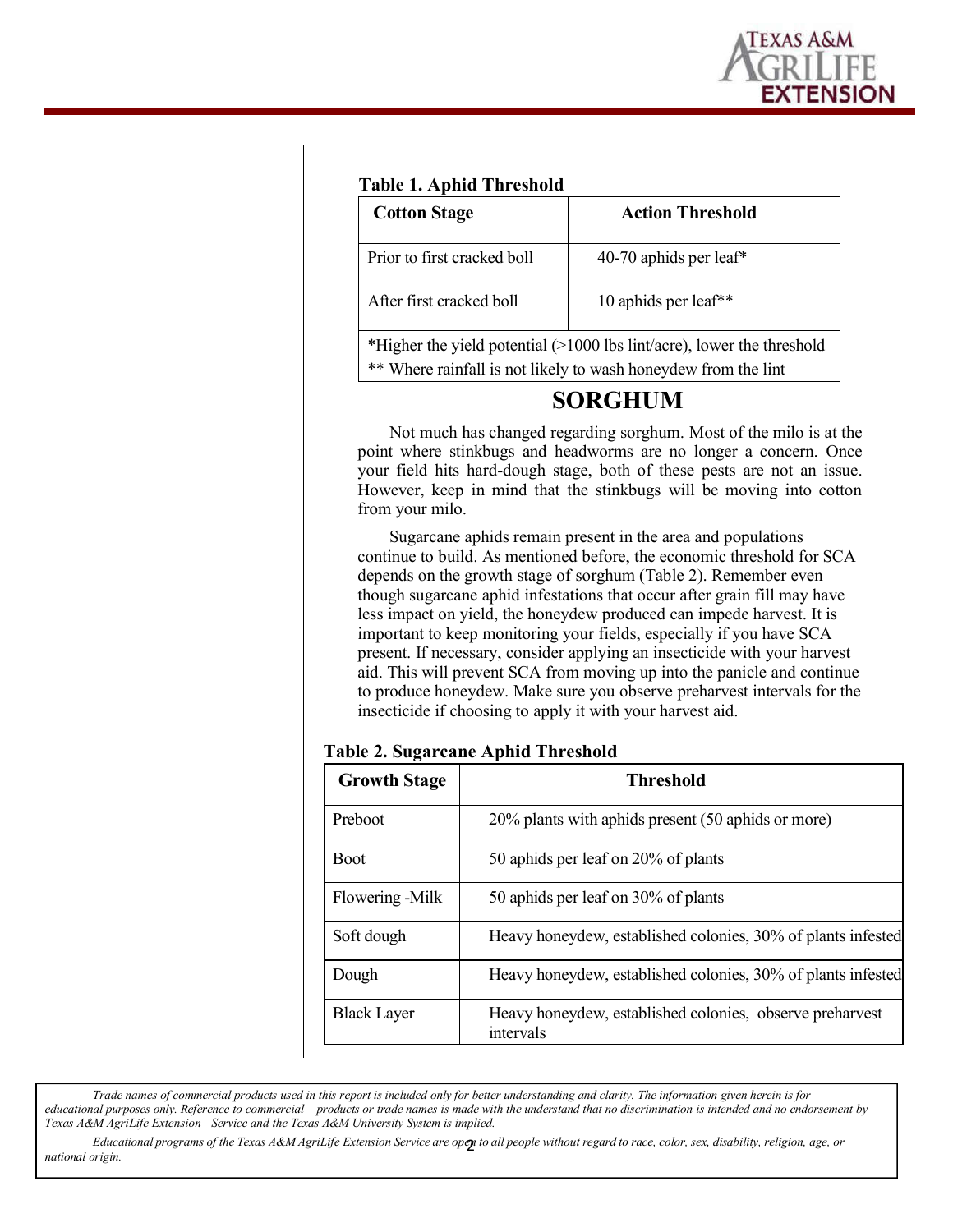**Table 1. Aphid Threshold**

| Cotton Stage | Action Threshold |
|---|---|
| Prior to first cracked boll | 40-70 aphids per leaf* |
| After first cracked boll | 10 aphids per leaf** |

*Higher the yield potential (>1000 lbs lint/acre), lower the threshold
** Where rainfall is not likely to wash honeydew from the lint

## SORGHUM

Not much has changed regarding sorghum. Most of the milo is at the point where stinkbugs and headworms are no longer a concern. Once your field hits hard-dough stage, both of these pests are not an issue. However, keep in mind that the stinkbugs will be moving into cotton from your milo.

Sugarcane aphids remain present in the area and populations continue to build. As mentioned before, the economic threshold for SCA depends on the growth stage of sorghum (Table 2). Remember even though sugarcane aphid infestations that occur after grain fill may have less impact on yield, the honeydew produced can impede harvest. It is important to keep monitoring your fields, especially if you have SCA present. If necessary, consider applying an insecticide with your harvest aid. This will prevent SCA from moving up into the panicle and continue to produce honeydew. Make sure you observe preharvest intervals for the insecticide if choosing to apply it with your harvest aid.

**Table 2. Sugarcane Aphid Threshold**

| Growth Stage | Threshold |
|---|---|
| Preboot | 20% plants with aphids present (50 aphids or more) |
| Boot | 50 aphids per leaf on 20% of plants |
| Flowering -Milk | 50 aphids per leaf on 30% of plants |
| Soft dough | Heavy honeydew, established colonies, 30% of plants infested |
| Dough | Heavy honeydew, established colonies, 30% of plants infested |
| Black Layer | Heavy honeydew, established colonies, observe preharvest intervals |

*Trade names of commercial products used in this report is included only for better understanding and clarity. The information given herein is for educational purposes only. Reference to commercial products or trade names is made with the understand that no discrimination is intended and no endorsement by Texas A&M AgriLife Extension Service and the Texas A&M University System is implied.*

*Educational programs of the Texas A&M AgriLife Extension Service are open to all people without regard to race, color, sex, disability, religion, age, or national origin.*